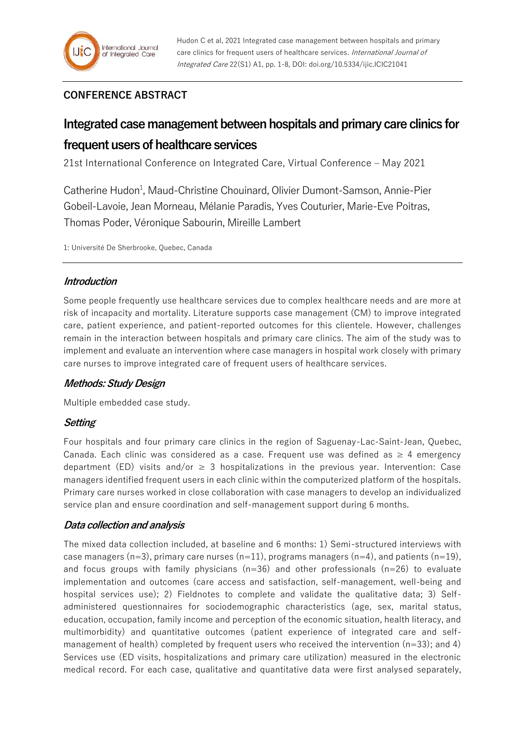Hudon C et al, 2021 Integrated case management between hospitals and primary care clinics for frequent users of healthcare services. *International Journal of Integrated Care* 22(S1) A1, pp. 1-8, DOI: doi.org/10.5334/ijic.ICIC21041

**CONFERENCE ABSTRACT**

# Integrated case management between hospitals and primary care clinics for frequent users of healthcare services

21st International Conference on Integrated Care, Virtual Conference – May 2021

Catherine Hudon[1], Maud-Christine Chouinard, Olivier Dumont-Samson, Annie-Pier Gobeil-Lavoie, Jean Morneau, Mélanie Paradis, Yves Couturier, Marie-Eve Poitras, Thomas Poder, Véronique Sabourin, Mireille Lambert

1: Université De Sherbrooke, Quebec, Canada

## *Introduction*

Some people frequently use healthcare services due to complex healthcare needs and are more at risk of incapacity and mortality. Literature supports case management (CM) to improve integrated care, patient experience, and patient-reported outcomes for this clientele. However, challenges remain in the interaction between hospitals and primary care clinics. The aim of the study was to implement and evaluate an intervention where case managers in hospital work closely with primary care nurses to improve integrated care of frequent users of healthcare services.

## *Methods: Study Design*

Multiple embedded case study.

## *Setting*

Four hospitals and four primary care clinics in the region of Saguenay-Lac-Saint-Jean, Quebec, Canada. Each clinic was considered as a case. Frequent use was defined as $\geq$ 4 emergency department (ED) visits and/or $\geq$ 3 hospitalizations in the previous year. Intervention: Case managers identified frequent users in each clinic within the computerized platform of the hospitals. Primary care nurses worked in close collaboration with case managers to develop an individualized service plan and ensure coordination and self-management support during 6 months.

## *Data collection and analysis*

The mixed data collection included, at baseline and 6 months: 1) Semi-structured interviews with case managers (n=3), primary care nurses (n=11), programs managers (n=4), and patients (n=19), and focus groups with family physicians (n=36) and other professionals (n=26) to evaluate implementation and outcomes (care access and satisfaction, self-management, well-being and hospital services use); 2) Fieldnotes to complete and validate the qualitative data; 3) Self-administered questionnaires for sociodemographic characteristics (age, sex, marital status, education, occupation, family income and perception of the economic situation, health literacy, and multimorbidity) and quantitative outcomes (patient experience of integrated care and self-management of health) completed by frequent users who received the intervention (n=33); and 4) Services use (ED visits, hospitalizations and primary care utilization) measured in the electronic medical record. For each case, qualitative and quantitative data were first analysed separately,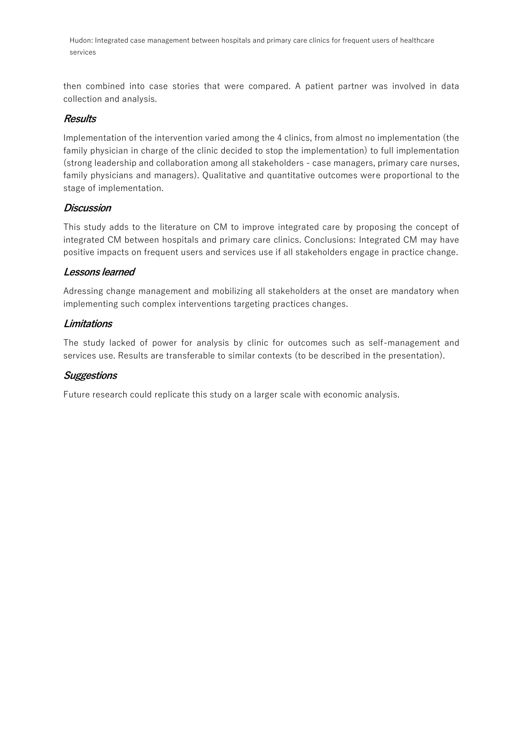then combined into case stories that were compared. A patient partner was involved in data collection and analysis.

### *Results*

Implementation of the intervention varied among the 4 clinics, from almost no implementation (the family physician in charge of the clinic decided to stop the implementation) to full implementation (strong leadership and collaboration among all stakeholders - case managers, primary care nurses, family physicians and managers). Qualitative and quantitative outcomes were proportional to the stage of implementation.

### *Discussion*

This study adds to the literature on CM to improve integrated care by proposing the concept of integrated CM between hospitals and primary care clinics. Conclusions: Integrated CM may have positive impacts on frequent users and services use if all stakeholders engage in practice change.

### *Lessons learned*

Adressing change management and mobilizing all stakeholders at the onset are mandatory when implementing such complex interventions targeting practices changes.

### *Limitations*

The study lacked of power for analysis by clinic for outcomes such as self-management and services use. Results are transferable to similar contexts (to be described in the presentation).

### *Suggestions*

Future research could replicate this study on a larger scale with economic analysis.